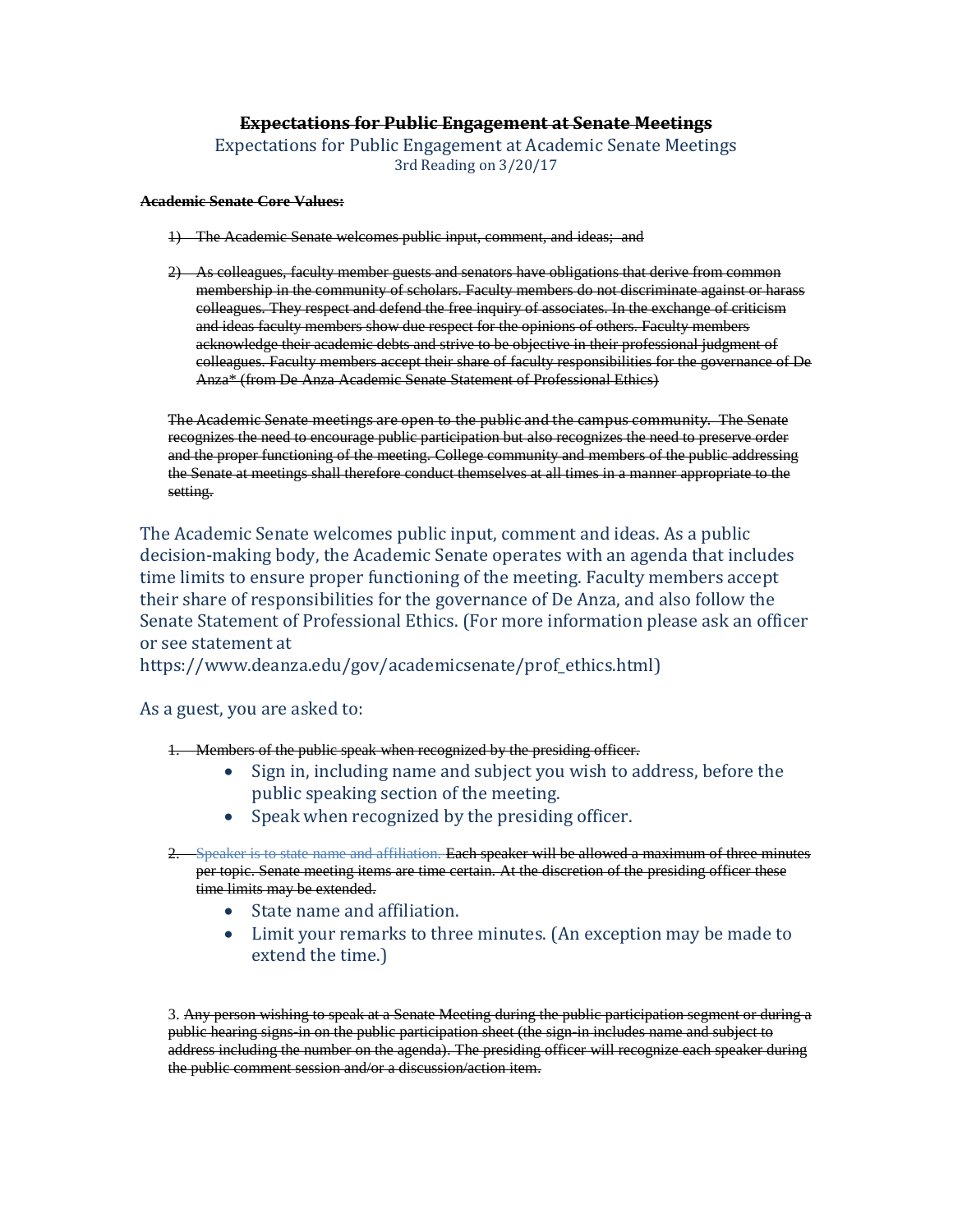# ~~Expectations for Public Engagement at Senate Meetings~~

## Expectations for Public Engagement at Academic Senate Meetings

3rd Reading on 3/20/17

~~**Academic Senate Core Values:**~~

1) ~~The Academic Senate welcomes public input, comment, and ideas; and~~

2) ~~As colleagues, faculty member guests and senators have obligations that derive from common membership in the community of scholars. Faculty members do not discriminate against or harass colleagues. They respect and defend the free inquiry of associates. In the exchange of criticism and ideas faculty members show due respect for the opinions of others. Faculty members acknowledge their academic debts and strive to be objective in their professional judgment of colleagues. Faculty members accept their share of faculty responsibilities for the governance of De Anza* (from De Anza Academic Senate Statement of Professional Ethics)~~

~~The Academic Senate meetings are open to the public and the campus community. The Senate recognizes the need to encourage public participation but also recognizes the need to preserve order and the proper functioning of the meeting. College community and members of the public addressing the Senate at meetings shall therefore conduct themselves at all times in a manner appropriate to the setting.~~

The Academic Senate welcomes public input, comment and ideas. As a public decision-making body, the Academic Senate operates with an agenda that includes time limits to ensure proper functioning of the meeting. Faculty members accept their share of responsibilities for the governance of De Anza, and also follow the Senate Statement of Professional Ethics. (For more information please ask an officer or see statement at https://www.deanza.edu/gov/academicsenate/prof_ethics.html)

As a guest, you are asked to:

1. ~~Members of the public speak when recognized by the presiding officer.~~
   - Sign in, including name and subject you wish to address, before the public speaking section of the meeting.
   - Speak when recognized by the presiding officer.

2. ~~Speaker is to state name and affiliation. Each speaker will be allowed a maximum of three minutes per topic. Senate meeting items are time certain. At the discretion of the presiding officer these time limits may be extended.~~
   - State name and affiliation.
   - Limit your remarks to three minutes. (An exception may be made to extend the time.)

3. ~~Any person wishing to speak at a Senate Meeting during the public participation segment or during a public hearing signs-in on the public participation sheet (the sign-in includes name and subject to address including the number on the agenda). The presiding officer will recognize each speaker during the public comment session and/or a discussion/action item.~~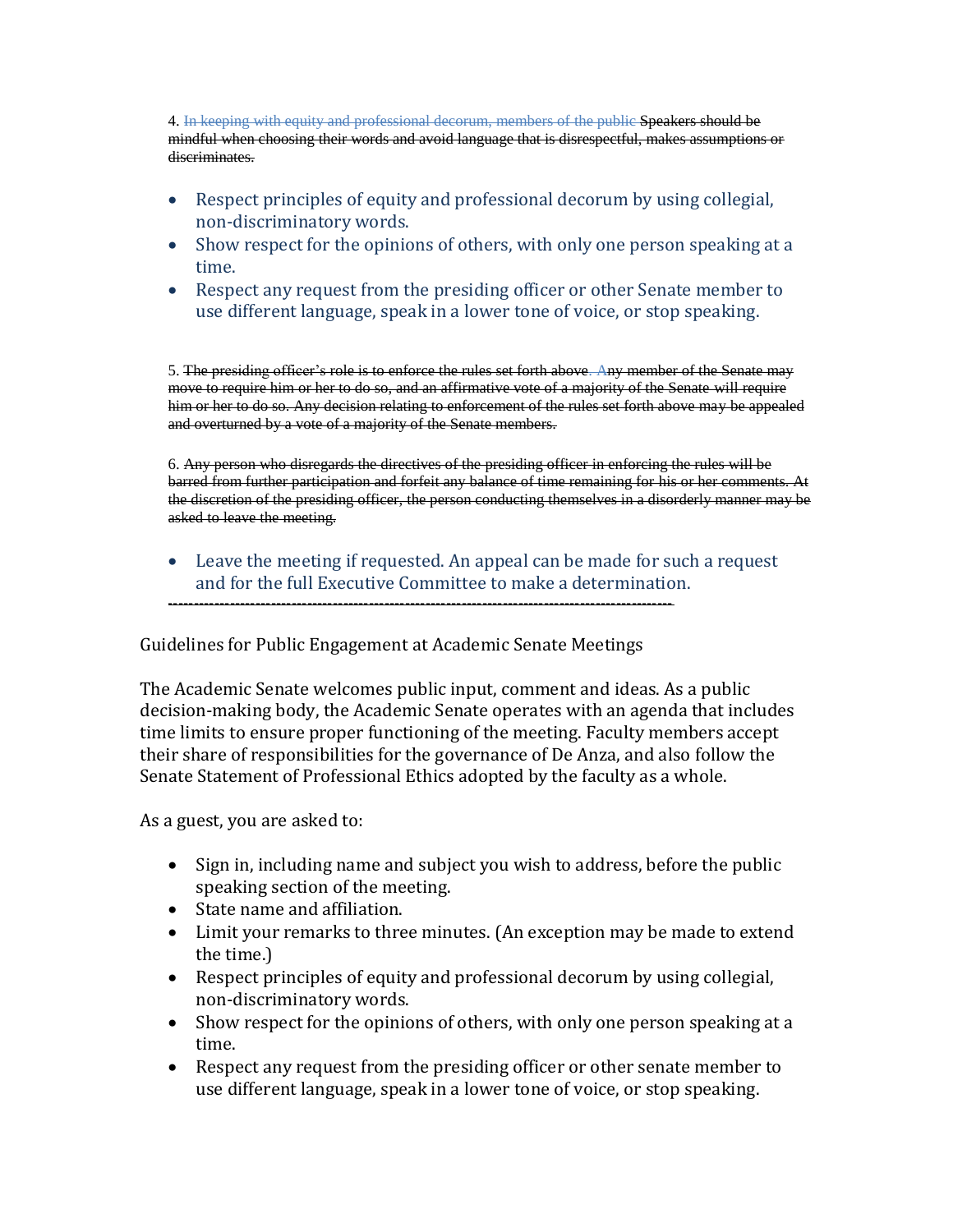4. ~~In keeping with equity and professional decorum, members of the public~~ ~~Speakers should be mindful when choosing their words and avoid language that is disrespectful, makes assumptions or discriminates.~~

- Respect principles of equity and professional decorum by using collegial, non-discriminatory words.
- Show respect for the opinions of others, with only one person speaking at a time.
- Respect any request from the presiding officer or other Senate member to use different language, speak in a lower tone of voice, or stop speaking.

5. ~~The presiding officer's role is to enforce the rules set forth above~~. A~~ny member of the Senate may move to require him or her to do so, and an affirmative vote of a majority of the Senate will require him or her to do so. Any decision relating to enforcement of the rules set forth above may be appealed and overturned by a vote of a majority of the Senate members.~~

6. ~~Any person who disregards the directives of the presiding officer in enforcing the rules will be barred from further participation and forfeit any balance of time remaining for his or her comments. At the discretion of the presiding officer, the person conducting themselves in a disorderly manner may be asked to leave the meeting.~~

- Leave the meeting if requested. An appeal can be made for such a request and for the full Executive Committee to make a determination.

---

Guidelines for Public Engagement at Academic Senate Meetings

The Academic Senate welcomes public input, comment and ideas. As a public decision-making body, the Academic Senate operates with an agenda that includes time limits to ensure proper functioning of the meeting. Faculty members accept their share of responsibilities for the governance of De Anza, and also follow the Senate Statement of Professional Ethics adopted by the faculty as a whole.

As a guest, you are asked to:

- Sign in, including name and subject you wish to address, before the public speaking section of the meeting.
- State name and affiliation.
- Limit your remarks to three minutes. (An exception may be made to extend the time.)
- Respect principles of equity and professional decorum by using collegial, non-discriminatory words.
- Show respect for the opinions of others, with only one person speaking at a time.
- Respect any request from the presiding officer or other senate member to use different language, speak in a lower tone of voice, or stop speaking.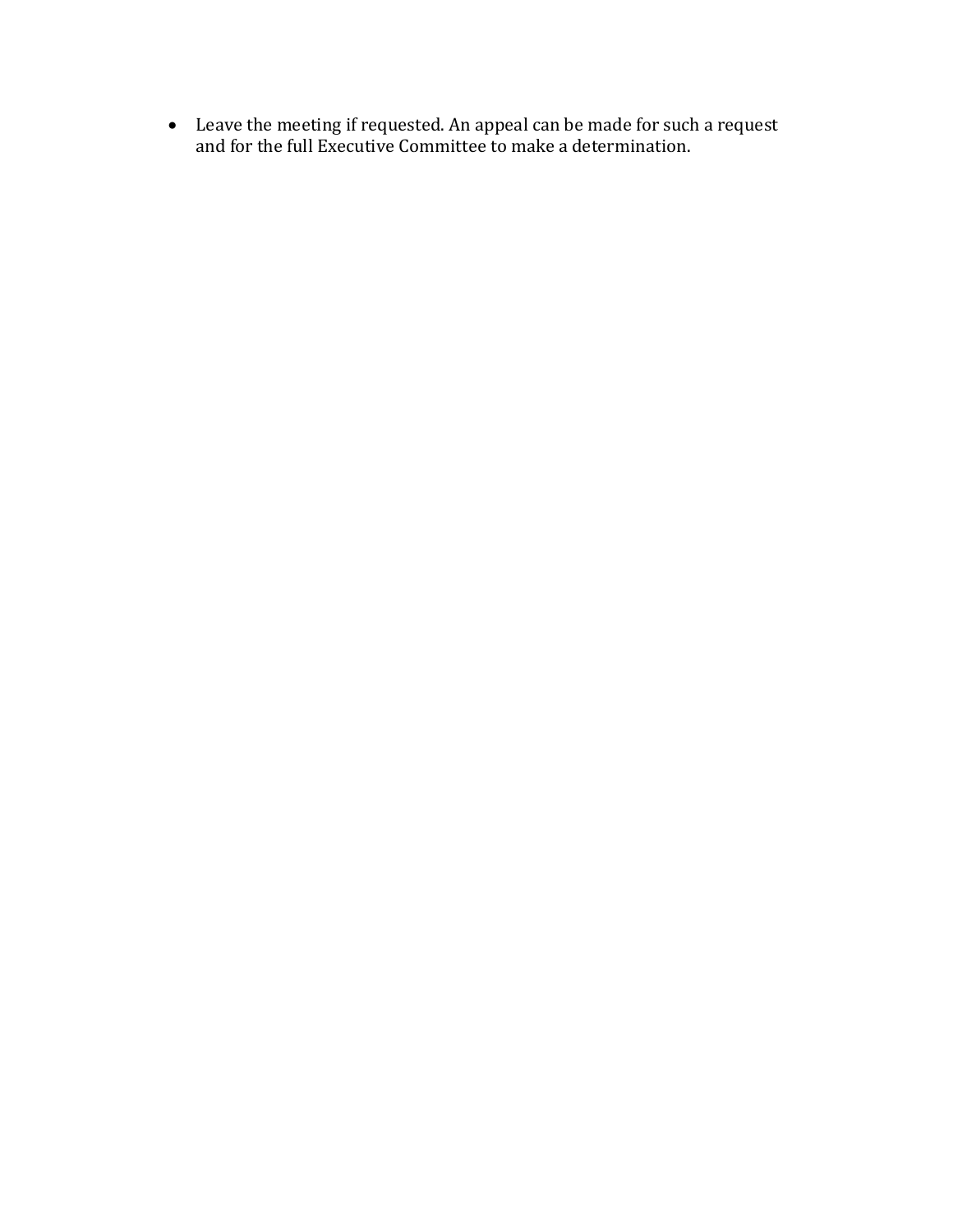- Leave the meeting if requested. An appeal can be made for such a request and for the full Executive Committee to make a determination.